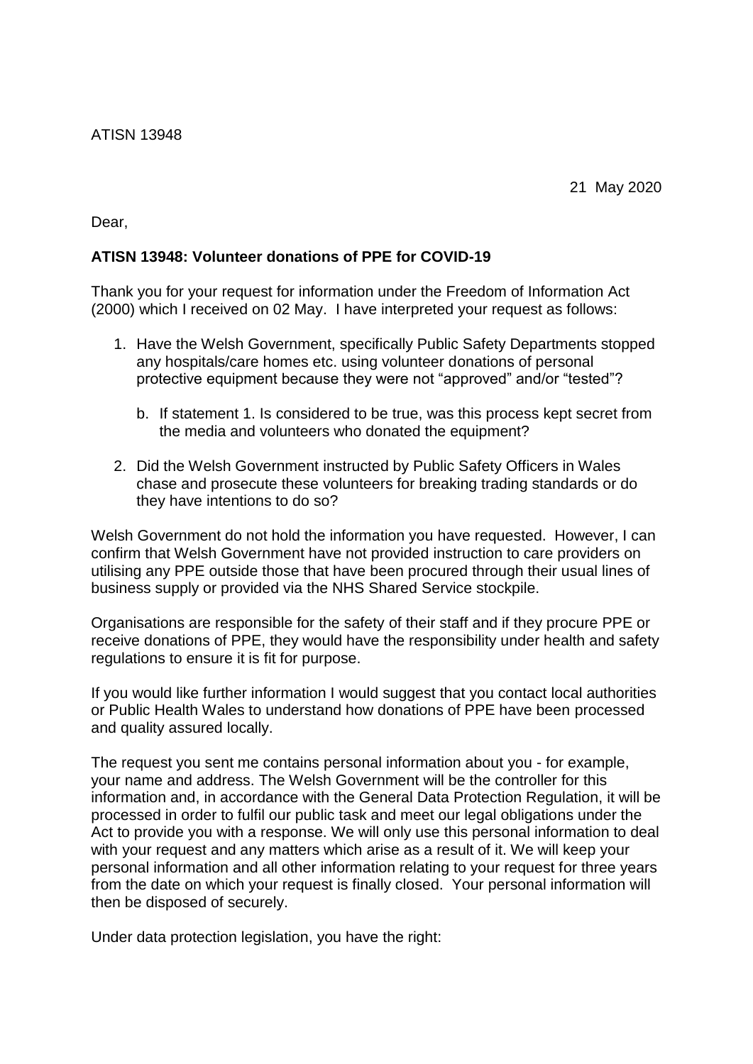ATISN 13948

21 May 2020

Dear,

**ATISN 13948: Volunteer donations of PPE for COVID-19**

Thank you for your request for information under the Freedom of Information Act (2000) which I received on 02 May. I have interpreted your request as follows:

1. Have the Welsh Government, specifically Public Safety Departments stopped any hospitals/care homes etc. using volunteer donations of personal protective equipment because they were not "approved" and/or "tested"?

    b. If statement 1. Is considered to be true, was this process kept secret from the media and volunteers who donated the equipment?

2. Did the Welsh Government instructed by Public Safety Officers in Wales chase and prosecute these volunteers for breaking trading standards or do they have intentions to do so?

Welsh Government do not hold the information you have requested. However, I can confirm that Welsh Government have not provided instruction to care providers on utilising any PPE outside those that have been procured through their usual lines of business supply or provided via the NHS Shared Service stockpile.

Organisations are responsible for the safety of their staff and if they procure PPE or receive donations of PPE, they would have the responsibility under health and safety regulations to ensure it is fit for purpose.

If you would like further information I would suggest that you contact local authorities or Public Health Wales to understand how donations of PPE have been processed and quality assured locally.

The request you sent me contains personal information about you - for example, your name and address. The Welsh Government will be the controller for this information and, in accordance with the General Data Protection Regulation, it will be processed in order to fulfil our public task and meet our legal obligations under the Act to provide you with a response. We will only use this personal information to deal with your request and any matters which arise as a result of it. We will keep your personal information and all other information relating to your request for three years from the date on which your request is finally closed. Your personal information will then be disposed of securely.

Under data protection legislation, you have the right: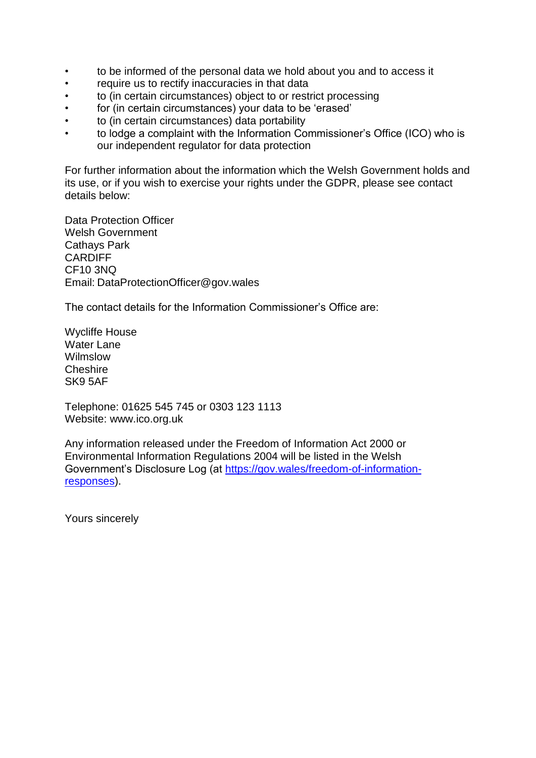- to be informed of the personal data we hold about you and to access it
- require us to rectify inaccuracies in that data
- to (in certain circumstances) object to or restrict processing
- for (in certain circumstances) your data to be 'erased'
- to (in certain circumstances) data portability
- to lodge a complaint with the Information Commissioner's Office (ICO) who is our independent regulator for data protection

For further information about the information which the Welsh Government holds and its use, or if you wish to exercise your rights under the GDPR, please see contact details below:

Data Protection Officer
Welsh Government
Cathays Park
CARDIFF
CF10 3NQ
Email: DataProtectionOfficer@gov.wales

The contact details for the Information Commissioner's Office are:

Wycliffe House
Water Lane
Wilmslow
Cheshire
SK9 5AF

Telephone: 01625 545 745 or 0303 123 1113
Website: www.ico.org.uk

Any information released under the Freedom of Information Act 2000 or Environmental Information Regulations 2004 will be listed in the Welsh Government's Disclosure Log (at [https://gov.wales/freedom-of-information-responses](https://gov.wales/freedom-of-information-responses)).

Yours sincerely